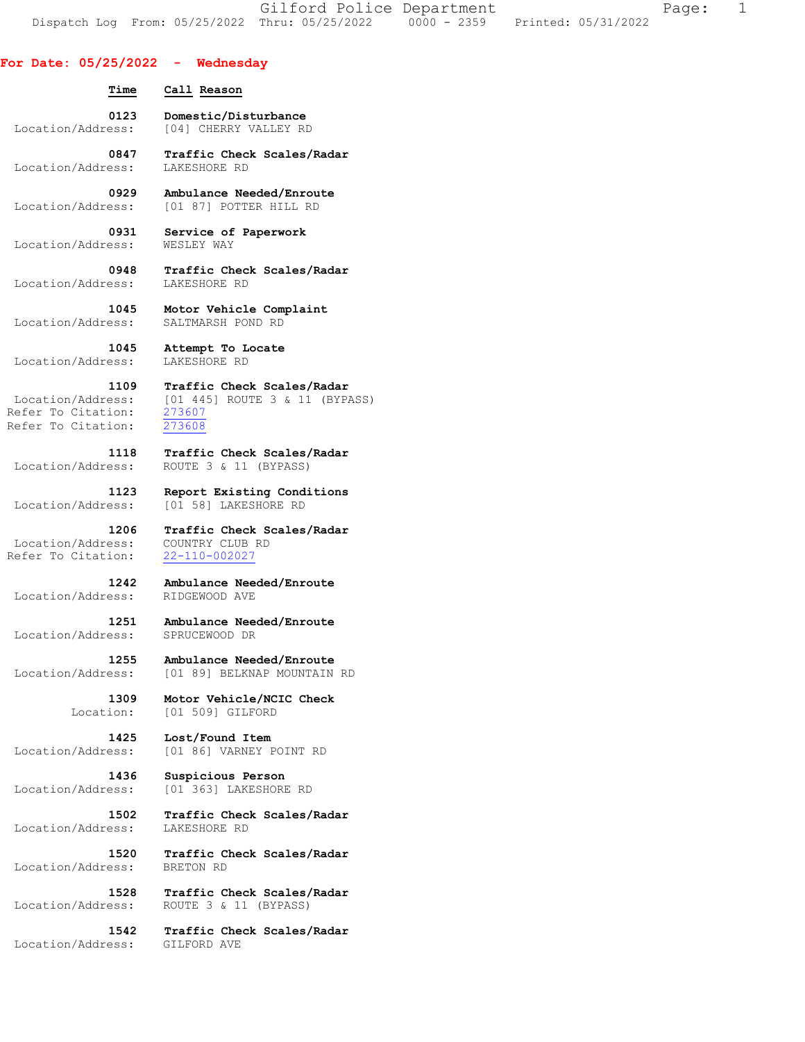## For Date: 05/25/2022 - Wednesday

| Time | Call Reason | |
|---|---|---|
| 0123 | Domestic/Disturbance | Location/Address: [04] CHERRY VALLEY RD |
| 0847 | Traffic Check Scales/Radar | Location/Address: LAKESHORE RD |
| 0929 | Ambulance Needed/Enroute | Location/Address: [01 87] POTTER HILL RD |
| 0931 | Service of Paperwork | Location/Address: WESLEY WAY |
| 0948 | Traffic Check Scales/Radar | Location/Address: LAKESHORE RD |
| 1045 | Motor Vehicle Complaint | Location/Address: SALTMARSH POND RD |
| 1045 | Attempt To Locate | Location/Address: LAKESHORE RD |
| 1109 | Traffic Check Scales/Radar | Location/Address: [01 445] ROUTE 3 & 11 (BYPASS)<br>Refer To Citation: 273607<br>Refer To Citation: 273608 |
| 1118 | Traffic Check Scales/Radar | Location/Address: ROUTE 3 & 11 (BYPASS) |
| 1123 | Report Existing Conditions | Location/Address: [01 58] LAKESHORE RD |
| 1206 | Traffic Check Scales/Radar | Location/Address: COUNTRY CLUB RD<br>Refer To Citation: 22-110-002027 |
| 1242 | Ambulance Needed/Enroute | Location/Address: RIDGEWOOD AVE |
| 1251 | Ambulance Needed/Enroute | Location/Address: SPRUCEWOOD DR |
| 1255 | Ambulance Needed/Enroute | Location/Address: [01 89] BELKNAP MOUNTAIN RD |
| 1309 | Motor Vehicle/NCIC Check | Location: [01 509] GILFORD |
| 1425 | Lost/Found Item | Location/Address: [01 86] VARNEY POINT RD |
| 1436 | Suspicious Person | Location/Address: [01 363] LAKESHORE RD |
| 1502 | Traffic Check Scales/Radar | Location/Address: LAKESHORE RD |
| 1520 | Traffic Check Scales/Radar | Location/Address: BRETON RD |
| 1528 | Traffic Check Scales/Radar | Location/Address: ROUTE 3 & 11 (BYPASS) |
| 1542 | Traffic Check Scales/Radar | Location/Address: GILFORD AVE |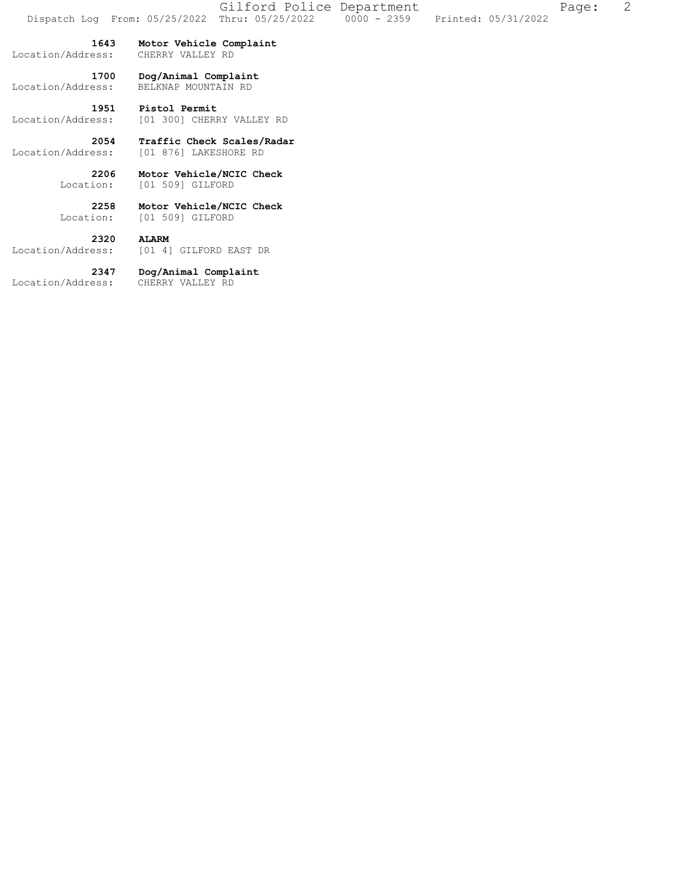**1643 Motor Vehicle Complaint**
Location/Address: CHERRY VALLEY RD

**1700 Dog/Animal Complaint**
Location/Address: BELKNAP MOUNTAIN RD

**1951 Pistol Permit**
Location/Address: [01 300] CHERRY VALLEY RD

**2054 Traffic Check Scales/Radar**
Location/Address: [01 876] LAKESHORE RD

**2206 Motor Vehicle/NCIC Check**
Location: [01 509] GILFORD

**2258 Motor Vehicle/NCIC Check**
Location: [01 509] GILFORD

**2320 ALARM**
Location/Address: [01 4] GILFORD EAST DR

**2347 Dog/Animal Complaint**
Location/Address: CHERRY VALLEY RD